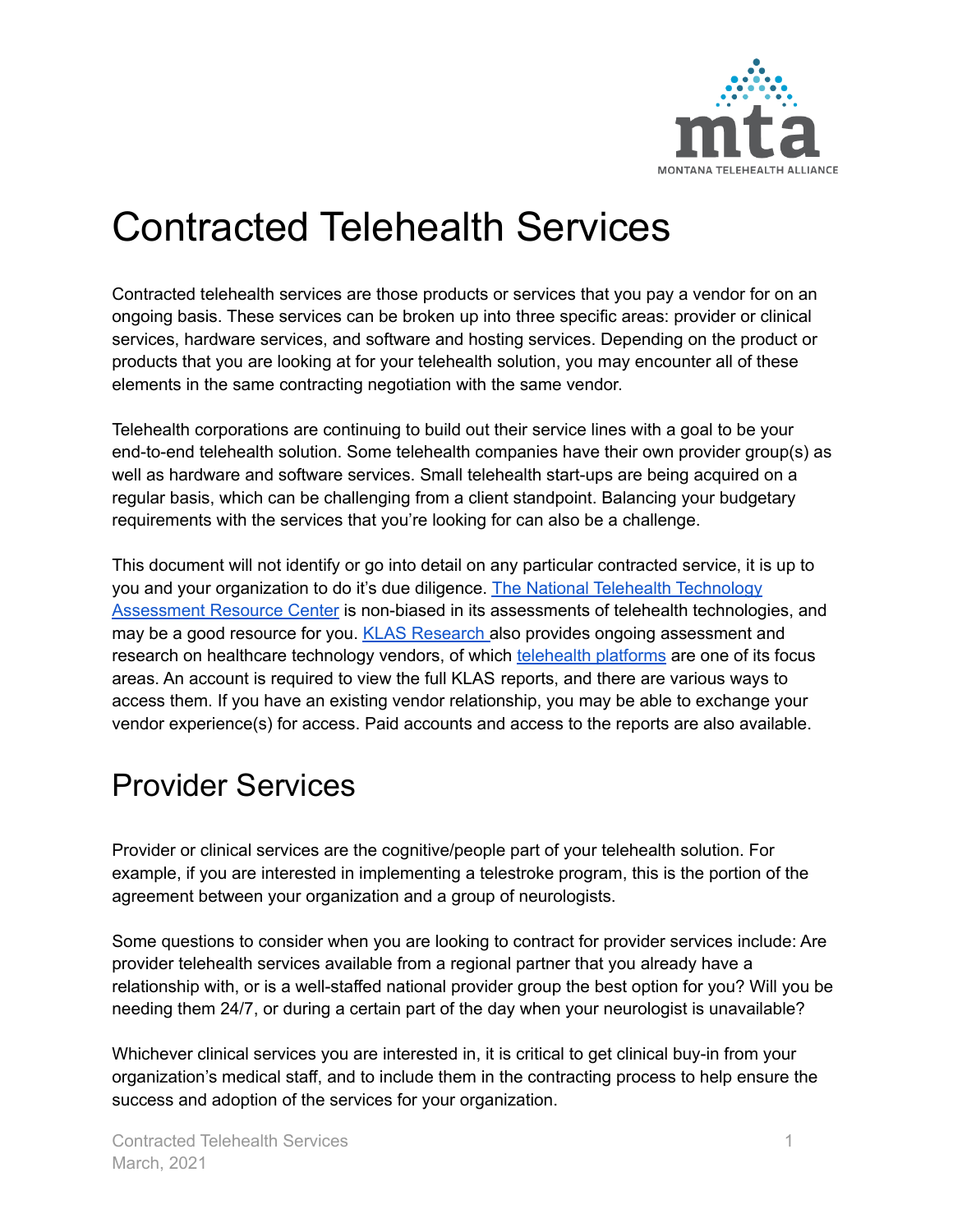# Contracted Telehealth Services

Contracted telehealth services are those products or services that you pay a vendor for on an ongoing basis. These services can be broken up into three specific areas: provider or clinical services, hardware services, and software and hosting services. Depending on the product or products that you are looking at for your telehealth solution, you may encounter all of these elements in the same contracting negotiation with the same vendor.

Telehealth corporations are continuing to build out their service lines with a goal to be your end-to-end telehealth solution. Some telehealth companies have their own provider group(s) as well as hardware and software services. Small telehealth start-ups are being acquired on a regular basis, which can be challenging from a client standpoint. Balancing your budgetary requirements with the services that you're looking for can also be a challenge.

This document will not identify or go into detail on any particular contracted service, it is up to you and your organization to do it's due diligence. The National Telehealth Technology Assessment Resource Center is non-biased in its assessments of telehealth technologies, and may be a good resource for you. KLAS Research also provides ongoing assessment and research on healthcare technology vendors, of which telehealth platforms are one of its focus areas. An account is required to view the full KLAS reports, and there are various ways to access them. If you have an existing vendor relationship, you may be able to exchange your vendor experience(s) for access. Paid accounts and access to the reports are also available.

## Provider Services

Provider or clinical services are the cognitive/people part of your telehealth solution. For example, if you are interested in implementing a telestroke program, this is the portion of the agreement between your organization and a group of neurologists.

Some questions to consider when you are looking to contract for provider services include: Are provider telehealth services available from a regional partner that you already have a relationship with, or is a well-staffed national provider group the best option for you? Will you be needing them 24/7, or during a certain part of the day when your neurologist is unavailable?

Whichever clinical services you are interested in, it is critical to get clinical buy-in from your organization's medical staff, and to include them in the contracting process to help ensure the success and adoption of the services for your organization.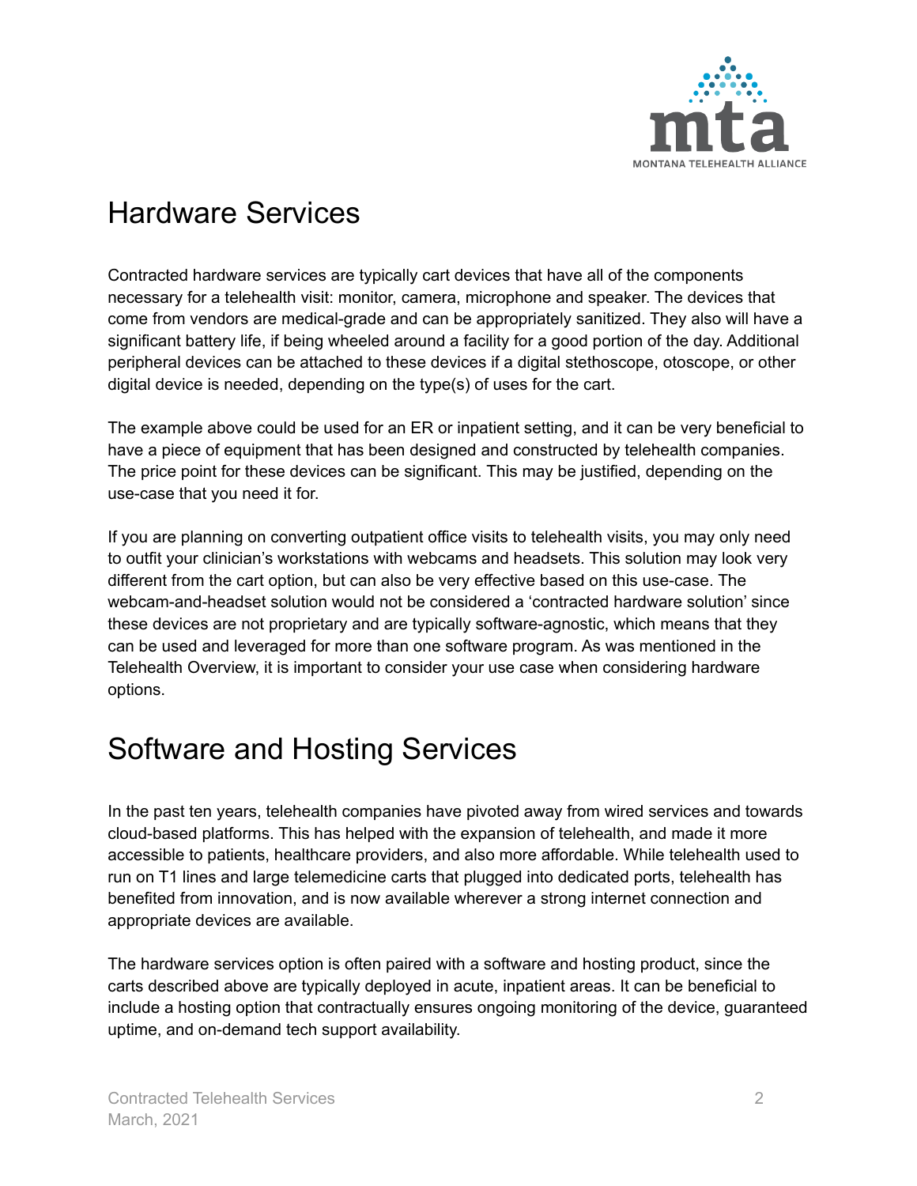## Hardware Services

Contracted hardware services are typically cart devices that have all of the components necessary for a telehealth visit: monitor, camera, microphone and speaker. The devices that come from vendors are medical-grade and can be appropriately sanitized. They also will have a significant battery life, if being wheeled around a facility for a good portion of the day. Additional peripheral devices can be attached to these devices if a digital stethoscope, otoscope, or other digital device is needed, depending on the type(s) of uses for the cart.

The example above could be used for an ER or inpatient setting, and it can be very beneficial to have a piece of equipment that has been designed and constructed by telehealth companies. The price point for these devices can be significant. This may be justified, depending on the use-case that you need it for.

If you are planning on converting outpatient office visits to telehealth visits, you may only need to outfit your clinician's workstations with webcams and headsets. This solution may look very different from the cart option, but can also be very effective based on this use-case. The webcam-and-headset solution would not be considered a 'contracted hardware solution' since these devices are not proprietary and are typically software-agnostic, which means that they can be used and leveraged for more than one software program. As was mentioned in the Telehealth Overview, it is important to consider your use case when considering hardware options.

## Software and Hosting Services

In the past ten years, telehealth companies have pivoted away from wired services and towards cloud-based platforms. This has helped with the expansion of telehealth, and made it more accessible to patients, healthcare providers, and also more affordable. While telehealth used to run on T1 lines and large telemedicine carts that plugged into dedicated ports, telehealth has benefited from innovation, and is now available wherever a strong internet connection and appropriate devices are available.

The hardware services option is often paired with a software and hosting product, since the carts described above are typically deployed in acute, inpatient areas. It can be beneficial to include a hosting option that contractually ensures ongoing monitoring of the device, guaranteed uptime, and on-demand tech support availability.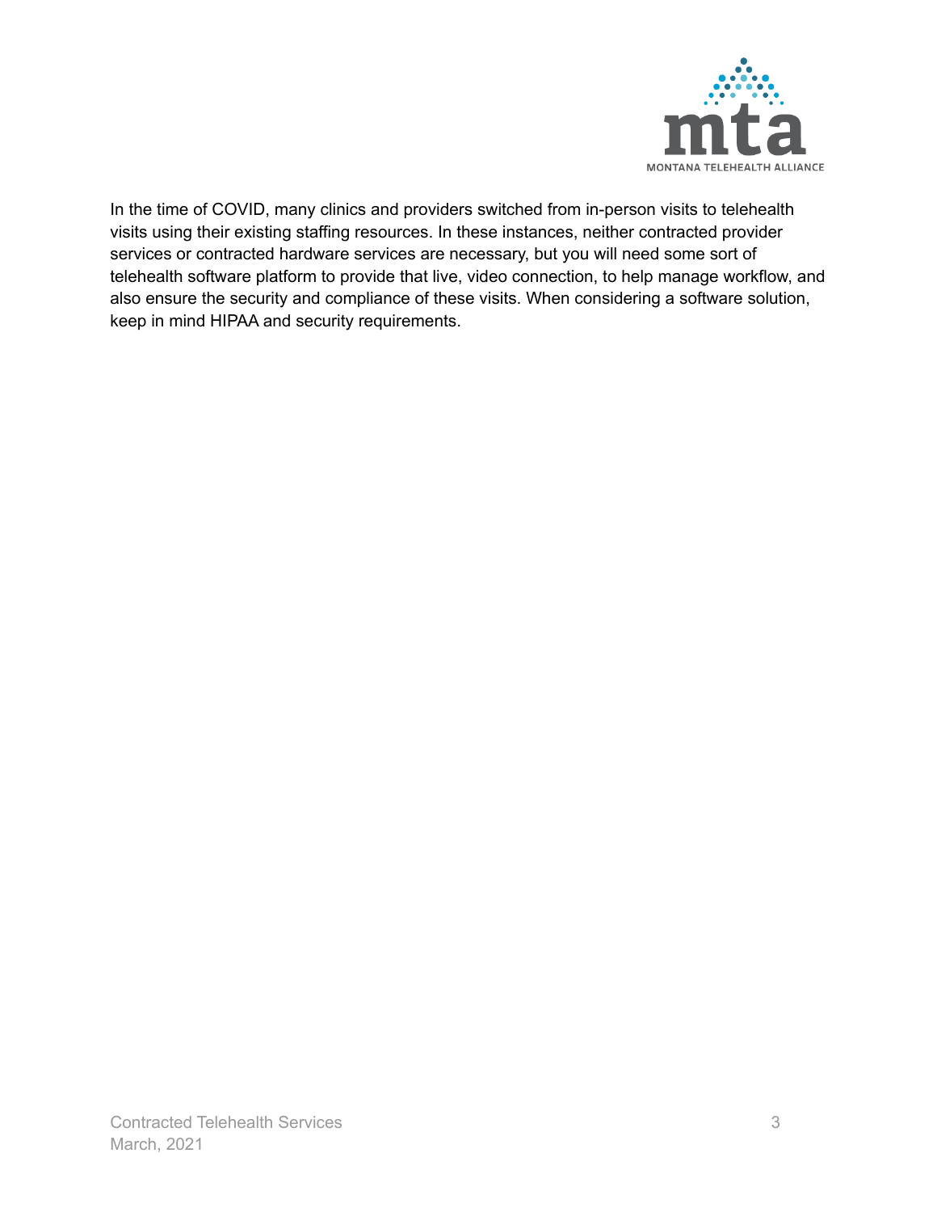In the time of COVID, many clinics and providers switched from in-person visits to telehealth visits using their existing staffing resources. In these instances, neither contracted provider services or contracted hardware services are necessary, but you will need some sort of telehealth software platform to provide that live, video connection, to help manage workflow, and also ensure the security and compliance of these visits. When considering a software solution, keep in mind HIPAA and security requirements.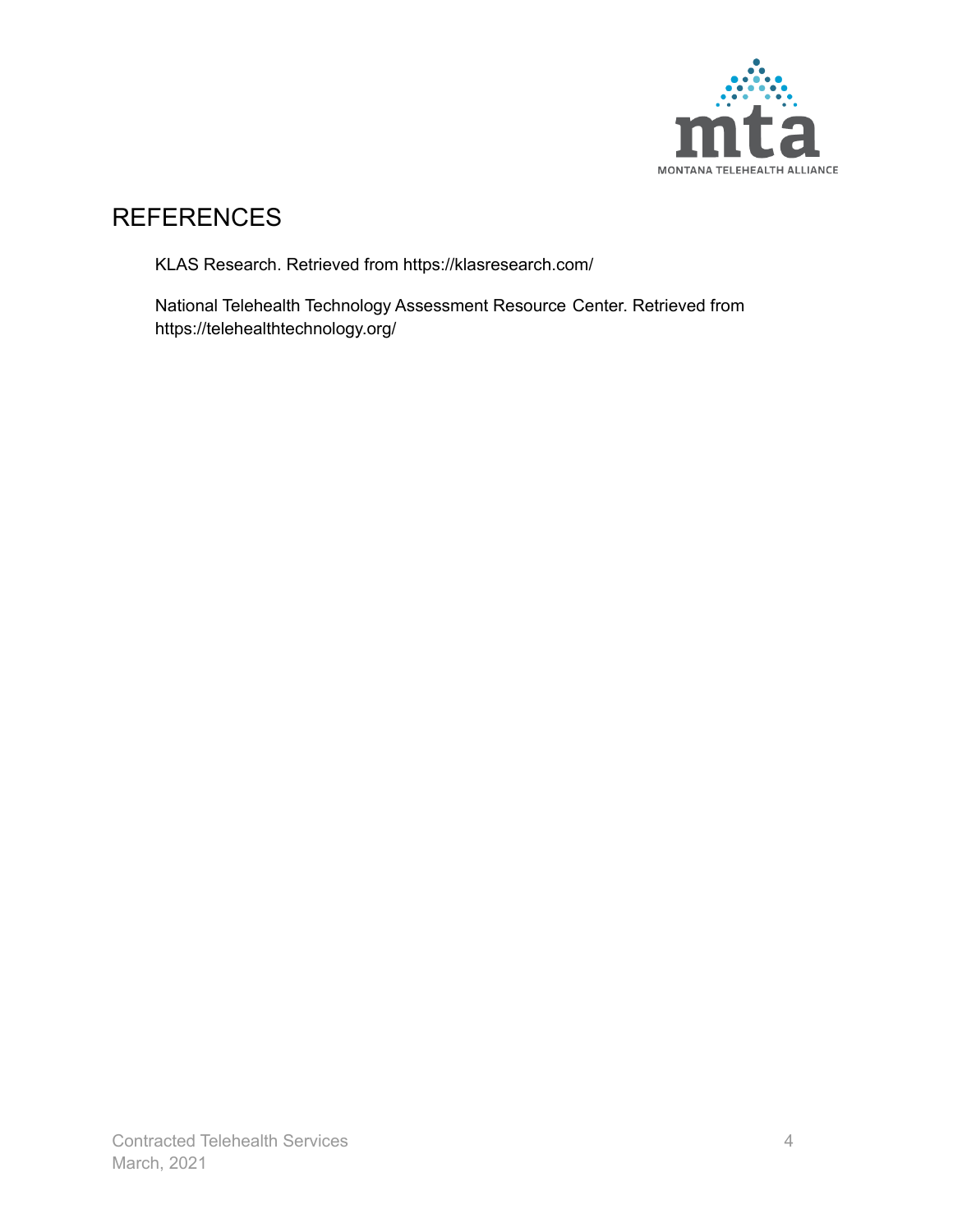# REFERENCES

KLAS Research. Retrieved from https://klasresearch.com/

National Telehealth Technology Assessment Resource Center. Retrieved from https://telehealthtechnology.org/